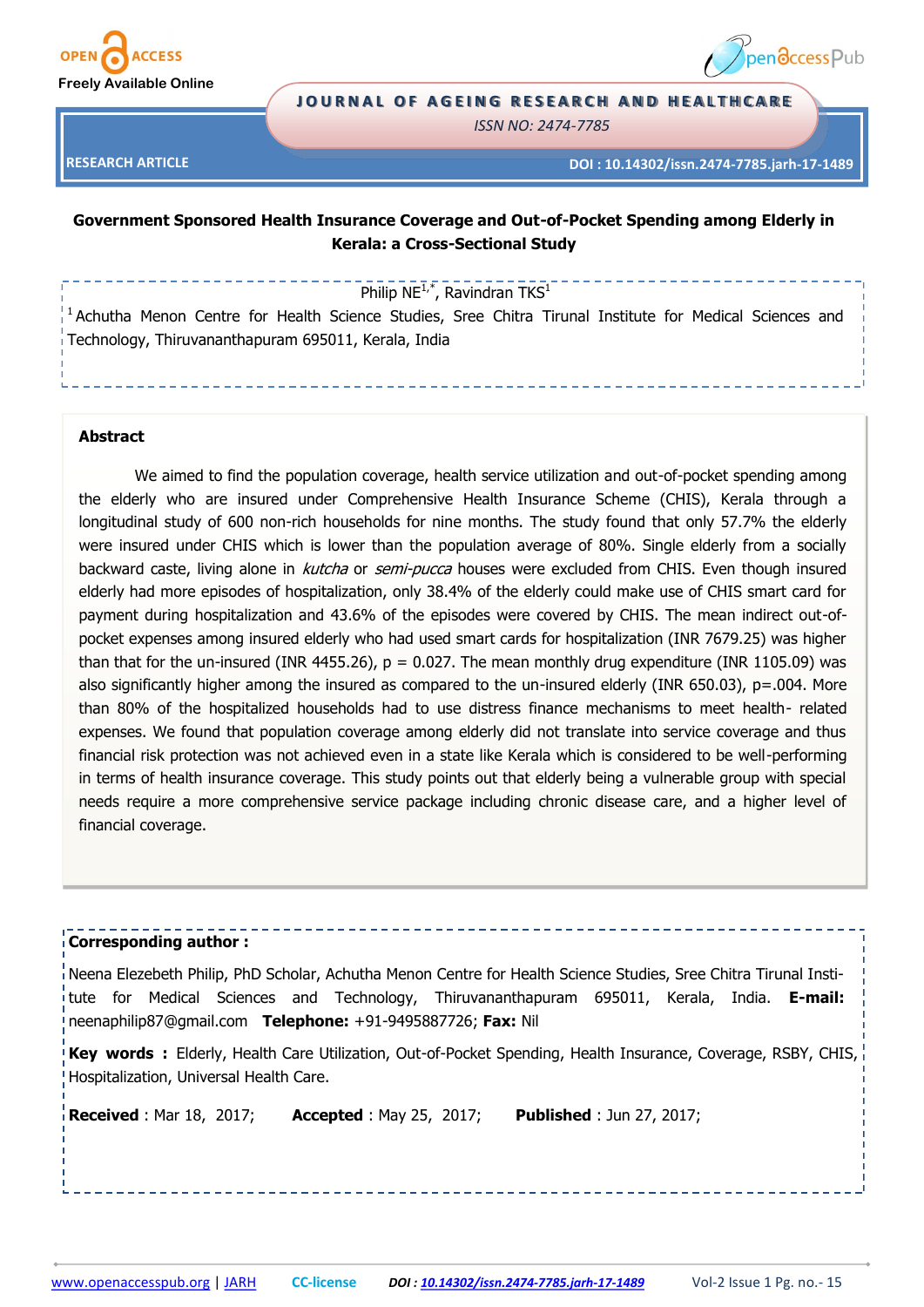RESEARCH ARTICLE

DOI : 10.14302/issn.2474-7785.jarh-17-1489

# Government Sponsored Health Insurance Coverage and Out-of-Pocket Spending among Elderly in Kerala: a Cross-Sectional Study

Philip NE[1,*], Ravindran TKS[1]

[1] Achutha Menon Centre for Health Science Studies, Sree Chitra Tirunal Institute for Medical Sciences and Technology, Thiruvananthapuram 695011, Kerala, India

## Abstract

We aimed to find the population coverage, health service utilization and out-of-pocket spending among the elderly who are insured under Comprehensive Health Insurance Scheme (CHIS), Kerala through a longitudinal study of 600 non-rich households for nine months. The study found that only 57.7% the elderly were insured under CHIS which is lower than the population average of 80%. Single elderly from a socially backward caste, living alone in *kutcha* or *semi-pucca* houses were excluded from CHIS. Even though insured elderly had more episodes of hospitalization, only 38.4% of the elderly could make use of CHIS smart card for payment during hospitalization and 43.6% of the episodes were covered by CHIS. The mean indirect out-of-pocket expenses among insured elderly who had used smart cards for hospitalization (INR 7679.25) was higher than that for the un-insured (INR 4455.26), p = 0.027. The mean monthly drug expenditure (INR 1105.09) was also significantly higher among the insured as compared to the un-insured elderly (INR 650.03), p=.004. More than 80% of the hospitalized households had to use distress finance mechanisms to meet health- related expenses. We found that population coverage among elderly did not translate into service coverage and thus financial risk protection was not achieved even in a state like Kerala which is considered to be well-performing in terms of health insurance coverage. This study points out that elderly being a vulnerable group with special needs require a more comprehensive service package including chronic disease care, and a higher level of financial coverage.

**Corresponding author :**

Neena Elezebeth Philip, PhD Scholar, Achutha Menon Centre for Health Science Studies, Sree Chitra Tirunal Institute for Medical Sciences and Technology, Thiruvananthapuram 695011, Kerala, India. **E-mail:** neenaphilip87@gmail.com **Telephone:** +91-9495887726; **Fax:** Nil

**Key words :** Elderly, Health Care Utilization, Out-of-Pocket Spending, Health Insurance, Coverage, RSBY, CHIS, Hospitalization, Universal Health Care.

**Received** : Mar 18, 2017; **Accepted** : May 25, 2017; **Published** : Jun 27, 2017;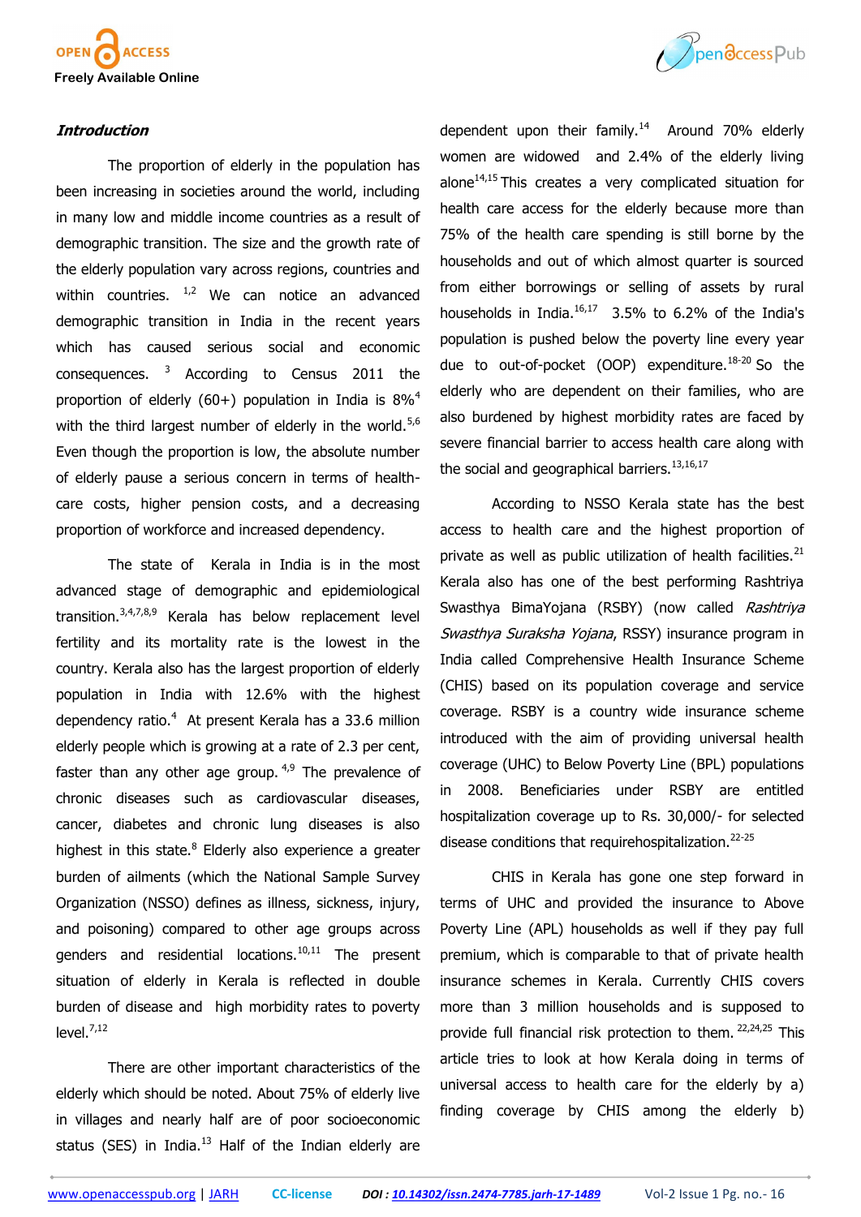### *Introduction*

The proportion of elderly in the population has been increasing in societies around the world, including in many low and middle income countries as a result of demographic transition. The size and the growth rate of the elderly population vary across regions, countries and within countries. [1,2] We can notice an advanced demographic transition in India in the recent years which has caused serious social and economic consequences. [3] According to Census 2011 the proportion of elderly (60+) population in India is 8%[4] with the third largest number of elderly in the world.[5,6] Even though the proportion is low, the absolute number of elderly pause a serious concern in terms of health-care costs, higher pension costs, and a decreasing proportion of workforce and increased dependency.

The state of Kerala in India is in the most advanced stage of demographic and epidemiological transition.[3,4,7,8,9] Kerala has below replacement level fertility and its mortality rate is the lowest in the country. Kerala also has the largest proportion of elderly population in India with 12.6% with the highest dependency ratio.[4] At present Kerala has a 33.6 million elderly people which is growing at a rate of 2.3 per cent, faster than any other age group. [4,9] The prevalence of chronic diseases such as cardiovascular diseases, cancer, diabetes and chronic lung diseases is also highest in this state.[8] Elderly also experience a greater burden of ailments (which the National Sample Survey Organization (NSSO) defines as illness, sickness, injury, and poisoning) compared to other age groups across genders and residential locations.[10,11] The present situation of elderly in Kerala is reflected in double burden of disease and high morbidity rates to poverty level.[7,12]

There are other important characteristics of the elderly which should be noted. About 75% of elderly live in villages and nearly half are of poor socioeconomic status (SES) in India.[13] Half of the Indian elderly are dependent upon their family.[14] Around 70% elderly women are widowed and 2.4% of the elderly living alone[14,15] This creates a very complicated situation for health care access for the elderly because more than 75% of the health care spending is still borne by the households and out of which almost quarter is sourced from either borrowings or selling of assets by rural households in India.[16,17] 3.5% to 6.2% of the India's population is pushed below the poverty line every year due to out-of-pocket (OOP) expenditure.[18-20] So the elderly who are dependent on their families, who are also burdened by highest morbidity rates are faced by severe financial barrier to access health care along with the social and geographical barriers.[13,16,17]

According to NSSO Kerala state has the best access to health care and the highest proportion of private as well as public utilization of health facilities.[21] Kerala also has one of the best performing Rashtriya Swasthya BimaYojana (RSBY) (now called *Rashtriya Swasthya Suraksha Yojana*, RSSY) insurance program in India called Comprehensive Health Insurance Scheme (CHIS) based on its population coverage and service coverage. RSBY is a country wide insurance scheme introduced with the aim of providing universal health coverage (UHC) to Below Poverty Line (BPL) populations in 2008. Beneficiaries under RSBY are entitled hospitalization coverage up to Rs. 30,000/- for selected disease conditions that requirehospitalization.[22-25]

CHIS in Kerala has gone one step forward in terms of UHC and provided the insurance to Above Poverty Line (APL) households as well if they pay full premium, which is comparable to that of private health insurance schemes in Kerala. Currently CHIS covers more than 3 million households and is supposed to provide full financial risk protection to them. [22,24,25] This article tries to look at how Kerala doing in terms of universal access to health care for the elderly by a) finding coverage by CHIS among the elderly b)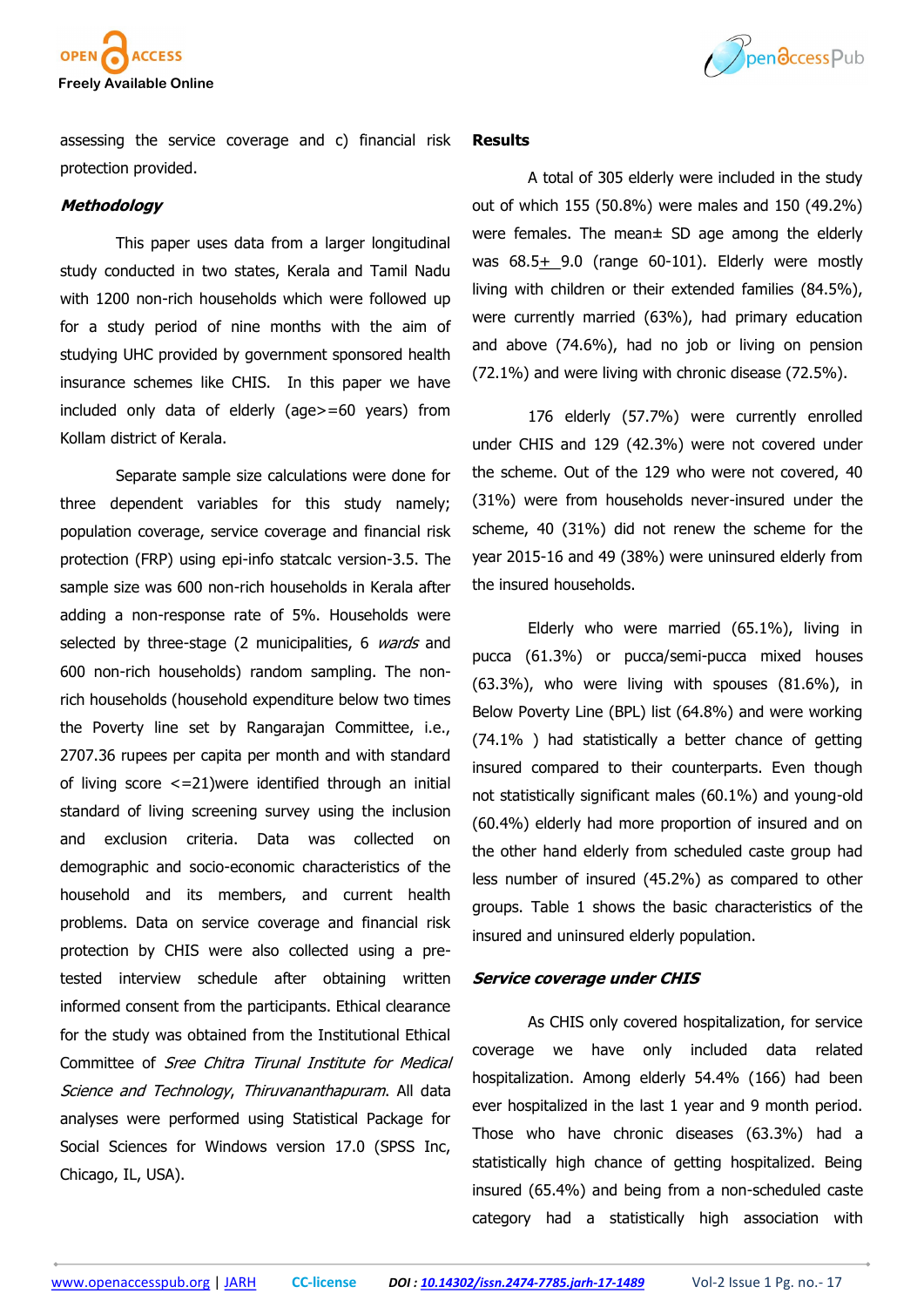assessing the service coverage and c) financial risk protection provided.

### *Methodology*

This paper uses data from a larger longitudinal study conducted in two states, Kerala and Tamil Nadu with 1200 non-rich households which were followed up for a study period of nine months with the aim of studying UHC provided by government sponsored health insurance schemes like CHIS. In this paper we have included only data of elderly (age>=60 years) from Kollam district of Kerala.

Separate sample size calculations were done for three dependent variables for this study namely; population coverage, service coverage and financial risk protection (FRP) using epi-info statcalc version-3.5. The sample size was 600 non-rich households in Kerala after adding a non-response rate of 5%. Households were selected by three-stage (2 municipalities, 6 *wards* and 600 non-rich households) random sampling. The non-rich households (household expenditure below two times the Poverty line set by Rangarajan Committee, i.e., 2707.36 rupees per capita per month and with standard of living score <=21)were identified through an initial standard of living screening survey using the inclusion and exclusion criteria. Data was collected on demographic and socio-economic characteristics of the household and its members, and current health problems. Data on service coverage and financial risk protection by CHIS were also collected using a pre-tested interview schedule after obtaining written informed consent from the participants. Ethical clearance for the study was obtained from the Institutional Ethical Committee of *Sree Chitra Tirunal Institute for Medical Science and Technology*, *Thiruvananthapuram*. All data analyses were performed using Statistical Package for Social Sciences for Windows version 17.0 (SPSS Inc, Chicago, IL, USA).

### Results

A total of 305 elderly were included in the study out of which 155 (50.8%) were males and 150 (49.2%) were females. The mean± SD age among the elderly was 68.5± 9.0 (range 60-101). Elderly were mostly living with children or their extended families (84.5%), were currently married (63%), had primary education and above (74.6%), had no job or living on pension (72.1%) and were living with chronic disease (72.5%).

176 elderly (57.7%) were currently enrolled under CHIS and 129 (42.3%) were not covered under the scheme. Out of the 129 who were not covered, 40 (31%) were from households never-insured under the scheme, 40 (31%) did not renew the scheme for the year 2015-16 and 49 (38%) were uninsured elderly from the insured households.

Elderly who were married (65.1%), living in pucca (61.3%) or pucca/semi-pucca mixed houses (63.3%), who were living with spouses (81.6%), in Below Poverty Line (BPL) list (64.8%) and were working (74.1% ) had statistically a better chance of getting insured compared to their counterparts. Even though not statistically significant males (60.1%) and young-old (60.4%) elderly had more proportion of insured and on the other hand elderly from scheduled caste group had less number of insured (45.2%) as compared to other groups. Table 1 shows the basic characteristics of the insured and uninsured elderly population.

### *Service coverage under CHIS*

As CHIS only covered hospitalization, for service coverage we have only included data related hospitalization. Among elderly 54.4% (166) had been ever hospitalized in the last 1 year and 9 month period. Those who have chronic diseases (63.3%) had a statistically high chance of getting hospitalized. Being insured (65.4%) and being from a non-scheduled caste category had a statistically high association with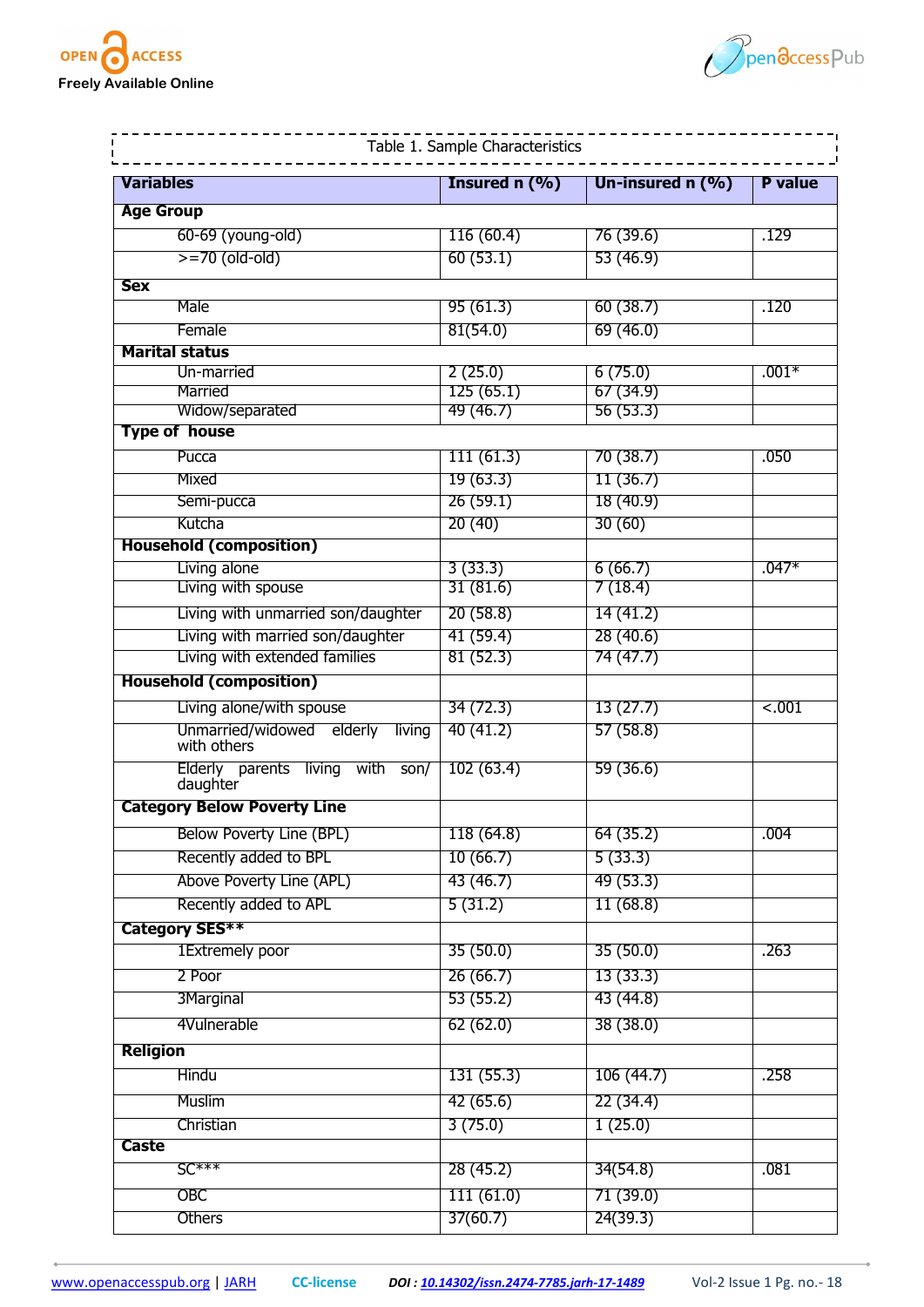Table 1. Sample Characteristics

| Variables | Insured n (%) | Un-insured n (%) | P value |
|---|---|---|---|
| **Age Group** | | | |
| 60-69 (young-old) | 116 (60.4) | 76 (39.6) | .129 |
| >=70 (old-old) | 60 (53.1) | 53 (46.9) | |
| **Sex** | | | |
| Male | 95 (61.3) | 60 (38.7) | .120 |
| Female | 81(54.0) | 69 (46.0) | |
| **Marital status** | | | |
| Un-married | 2 (25.0) | 6 (75.0) | .001* |
| Married | 125 (65.1) | 67 (34.9) | |
| Widow/separated | 49 (46.7) | 56 (53.3) | |
| **Type of house** | | | |
| Pucca | 111 (61.3) | 70 (38.7) | .050 |
| Mixed | 19 (63.3) | 11 (36.7) | |
| Semi-pucca | 26 (59.1) | 18 (40.9) | |
| Kutcha | 20 (40) | 30 (60) | |
| **Household (composition)** | | | |
| Living alone | 3 (33.3) | 6 (66.7) | .047* |
| Living with spouse | 31 (81.6) | 7 (18.4) | |
| Living with unmarried son/daughter | 20 (58.8) | 14 (41.2) | |
| Living with married son/daughter | 41 (59.4) | 28 (40.6) | |
| Living with extended families | 81 (52.3) | 74 (47.7) | |
| **Household (composition)** | | | |
| Living alone/with spouse | 34 (72.3) | 13 (27.7) | <.001 |
| Unmarried/widowed elderly living with others | 40 (41.2) | 57 (58.8) | |
| Elderly parents living with son/ daughter | 102 (63.4) | 59 (36.6) | |
| **Category Below Poverty Line** | | | |
| Below Poverty Line (BPL) | 118 (64.8) | 64 (35.2) | .004 |
| Recently added to BPL | 10 (66.7) | 5 (33.3) | |
| Above Poverty Line (APL) | 43 (46.7) | 49 (53.3) | |
| Recently added to APL | 5 (31.2) | 11 (68.8) | |
| **Category SES**** | | | |
| 1Extremely poor | 35 (50.0) | 35 (50.0) | .263 |
| 2 Poor | 26 (66.7) | 13 (33.3) | |
| 3Marginal | 53 (55.2) | 43 (44.8) | |
| 4Vulnerable | 62 (62.0) | 38 (38.0) | |
| **Religion** | | | |
| Hindu | 131 (55.3) | 106 (44.7) | .258 |
| Muslim | 42 (65.6) | 22 (34.4) | |
| Christian | 3 (75.0) | 1 (25.0) | |
| **Caste** | | | |
| SC*** | 28 (45.2) | 34(54.8) | .081 |
| OBC | 111 (61.0) | 71 (39.0) | |
| Others | 37(60.7) | 24(39.3) | |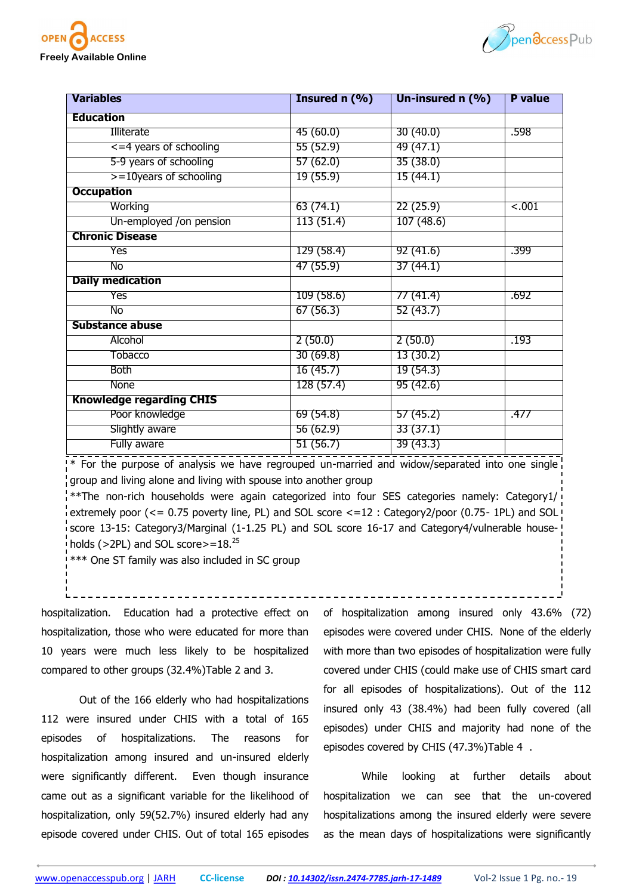| Variables | Insured n (%) | Un-insured n (%) | P value |
|---|---|---|---|
| **Education** | | | |
| Illiterate | 45 (60.0) | 30 (40.0) | .598 |
| <=4 years of schooling | 55 (52.9) | 49 (47.1) | |
| 5-9 years of schooling | 57 (62.0) | 35 (38.0) | |
| >=10years of schooling | 19 (55.9) | 15 (44.1) | |
| **Occupation** | | | |
| Working | 63 (74.1) | 22 (25.9) | <.001 |
| Un-employed /on pension | 113 (51.4) | 107 (48.6) | |
| **Chronic Disease** | | | |
| Yes | 129 (58.4) | 92 (41.6) | .399 |
| No | 47 (55.9) | 37 (44.1) | |
| **Daily medication** | | | |
| Yes | 109 (58.6) | 77 (41.4) | .692 |
| No | 67 (56.3) | 52 (43.7) | |
| **Substance abuse** | | | |
| Alcohol | 2 (50.0) | 2 (50.0) | .193 |
| Tobacco | 30 (69.8) | 13 (30.2) | |
| Both | 16 (45.7) | 19 (54.3) | |
| None | 128 (57.4) | 95 (42.6) | |
| **Knowledge regarding CHIS** | | | |
| Poor knowledge | 69 (54.8) | 57 (45.2) | .477 |
| Slightly aware | 56 (62.9) | 33 (37.1) | |
| Fully aware | 51 (56.7) | 39 (43.3) | |

* For the purpose of analysis we have regrouped un-married and widow/separated into one single group and living alone and living with spouse into another group

**The non-rich households were again categorized into four SES categories namely: Category1/ extremely poor (<= 0.75 poverty line, PL) and SOL score <=12 : Category2/poor (0.75- 1PL) and SOL score 13-15: Category3/Marginal (1-1.25 PL) and SOL score 16-17 and Category4/vulnerable households (>2PL) and SOL score>=18.[25]

*** One ST family was also included in SC group

hospitalization. Education had a protective effect on hospitalization, those who were educated for more than 10 years were much less likely to be hospitalized compared to other groups (32.4%)Table 2 and 3.

Out of the 166 elderly who had hospitalizations 112 were insured under CHIS with a total of 165 episodes of hospitalizations. The reasons for hospitalization among insured and un-insured elderly were significantly different. Even though insurance came out as a significant variable for the likelihood of hospitalization, only 59(52.7%) insured elderly had any episode covered under CHIS. Out of total 165 episodes of hospitalization among insured only 43.6% (72) episodes were covered under CHIS. None of the elderly with more than two episodes of hospitalization were fully covered under CHIS (could make use of CHIS smart card for all episodes of hospitalizations). Out of the 112 insured only 43 (38.4%) had been fully covered (all episodes) under CHIS and majority had none of the episodes covered by CHIS (47.3%)Table 4 .

While looking at further details about hospitalization we can see that the un-covered hospitalizations among the insured elderly were severe as the mean days of hospitalizations were significantly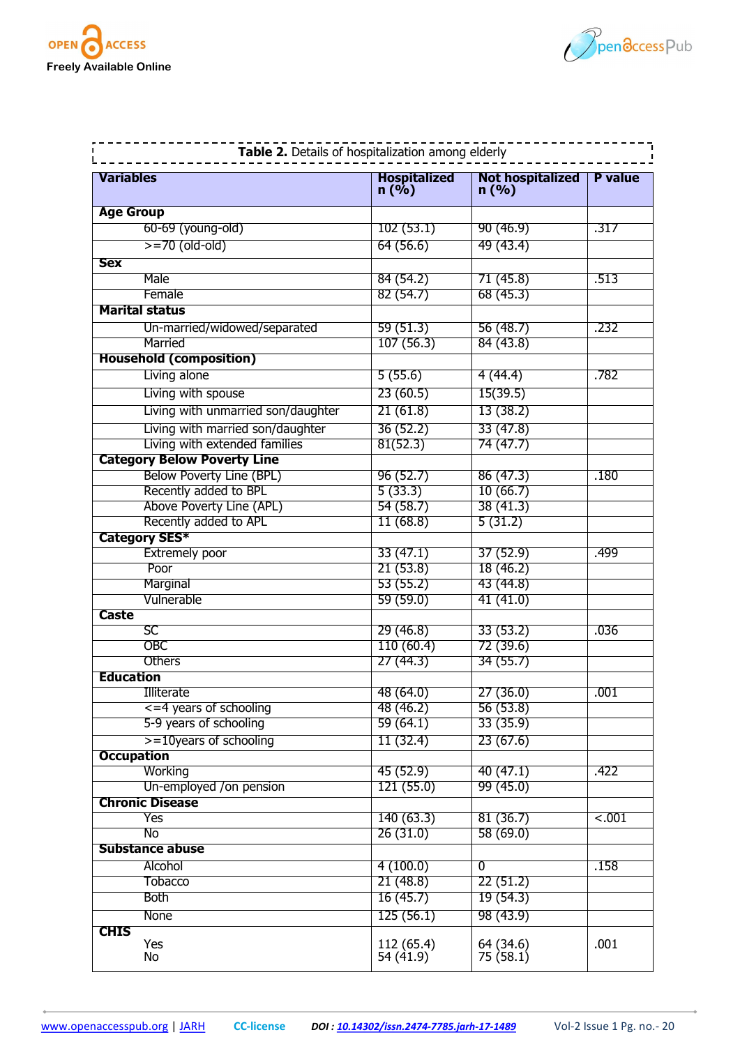**Table 2.** Details of hospitalization among elderly

| Variables | Hospitalized n (%) | Not hospitalized n (%) | P value |
|---|---|---|---|
| **Age Group** | | | |
| 60-69 (young-old) | 102 (53.1) | 90 (46.9) | .317 |
| >=70 (old-old) | 64 (56.6) | 49 (43.4) | |
| **Sex** | | | |
| Male | 84 (54.2) | 71 (45.8) | .513 |
| Female | 82 (54.7) | 68 (45.3) | |
| **Marital status** | | | |
| Un-married/widowed/separated | 59 (51.3) | 56 (48.7) | .232 |
| Married | 107 (56.3) | 84 (43.8) | |
| **Household (composition)** | | | |
| Living alone | 5 (55.6) | 4 (44.4) | .782 |
| Living with spouse | 23 (60.5) | 15(39.5) | |
| Living with unmarried son/daughter | 21 (61.8) | 13 (38.2) | |
| Living with married son/daughter | 36 (52.2) | 33 (47.8) | |
| Living with extended families | 81(52.3) | 74 (47.7) | |
| **Category Below Poverty Line** | | | |
| Below Poverty Line (BPL) | 96 (52.7) | 86 (47.3) | .180 |
| Recently added to BPL | 5 (33.3) | 10 (66.7) | |
| Above Poverty Line (APL) | 54 (58.7) | 38 (41.3) | |
| Recently added to APL | 11 (68.8) | 5 (31.2) | |
| **Category SES*** | | | |
| Extremely poor | 33 (47.1) | 37 (52.9) | .499 |
| Poor | 21 (53.8) | 18 (46.2) | |
| Marginal | 53 (55.2) | 43 (44.8) | |
| Vulnerable | 59 (59.0) | 41 (41.0) | |
| **Caste** | | | |
| SC | 29 (46.8) | 33 (53.2) | .036 |
| OBC | 110 (60.4) | 72 (39.6) | |
| Others | 27 (44.3) | 34 (55.7) | |
| **Education** | | | |
| Illiterate | 48 (64.0) | 27 (36.0) | .001 |
| <=4 years of schooling | 48 (46.2) | 56 (53.8) | |
| 5-9 years of schooling | 59 (64.1) | 33 (35.9) | |
| >=10years of schooling | 11 (32.4) | 23 (67.6) | |
| **Occupation** | | | |
| Working | 45 (52.9) | 40 (47.1) | .422 |
| Un-employed /on pension | 121 (55.0) | 99 (45.0) | |
| **Chronic Disease** | | | |
| Yes | 140 (63.3) | 81 (36.7) | <.001 |
| No | 26 (31.0) | 58 (69.0) | |
| **Substance abuse** | | | |
| Alcohol | 4 (100.0) | 0 | .158 |
| Tobacco | 21 (48.8) | 22 (51.2) | |
| Both | 16 (45.7) | 19 (54.3) | |
| None | 125 (56.1) | 98 (43.9) | |
| **CHIS** | | | |
| Yes | 112 (65.4) | 64 (34.6) | .001 |
| No | 54 (41.9) | 75 (58.1) | |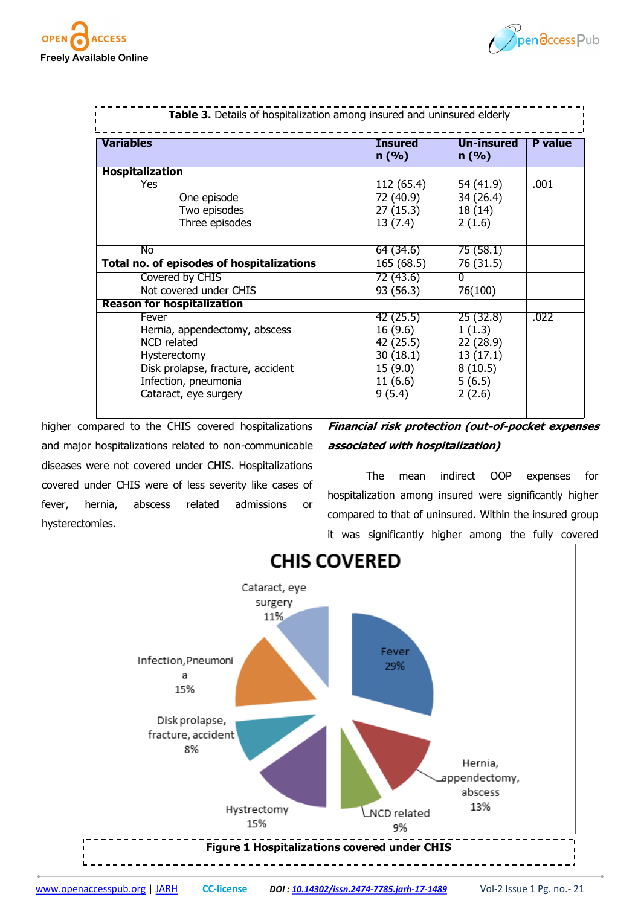**Table 3.** Details of hospitalization among insured and uninsured elderly

| Variables | Insured n (%) | Un-insured n (%) | P value |
|---|---|---|---|
| **Hospitalization** | | | |
| Yes | 112 (65.4) | 54 (41.9) | .001 |
| One episode | 72 (40.9) | 34 (26.4) | |
| Two episodes | 27 (15.3) | 18 (14) | |
| Three episodes | 13 (7.4) | 2 (1.6) | |
| No | 64 (34.6) | 75 (58.1) | |
| **Total no. of episodes of hospitalizations** | 165 (68.5) | 76 (31.5) | |
| Covered by CHIS | 72 (43.6) | 0 | |
| Not covered under CHIS | 93 (56.3) | 76(100) | |
| **Reason for hospitalization** | | | |
| Fever | 42 (25.5) | 25 (32.8) | .022 |
| Hernia, appendectomy, abscess | 16 (9.6) | 1 (1.3) | |
| NCD related | 42 (25.5) | 22 (28.9) | |
| Hysterectomy | 30 (18.1) | 13 (17.1) | |
| Disk prolapse, fracture, accident | 15 (9.0) | 8 (10.5) | |
| Infection, pneumonia | 11 (6.6) | 5 (6.5) | |
| Cataract, eye surgery | 9 (5.4) | 2 (2.6) | |

higher compared to the CHIS covered hospitalizations and major hospitalizations related to non-communicable diseases were not covered under CHIS. Hospitalizations covered under CHIS were of less severity like cases of fever, hernia, abscess related admissions or hysterectomies.

***Financial risk protection (out-of-pocket expenses associated with hospitalization)***

The mean indirect OOP expenses for hospitalization among insured were significantly higher compared to that of uninsured. Within the insured group it was significantly higher among the fully covered

**CHIS COVERED**

| Reason | % |
|---|---|
| Fever | 29% |
| Hernia, appendectomy, abscess | 13% |
| NCD related | 9% |
| Hystrectomy | 15% |
| Disk prolapse, fracture, accident | 8% |
| Infection,Pneumonia | 15% |
| Cataract, eye surgery | 11% |

**Figure 1 Hospitalizations covered under CHIS**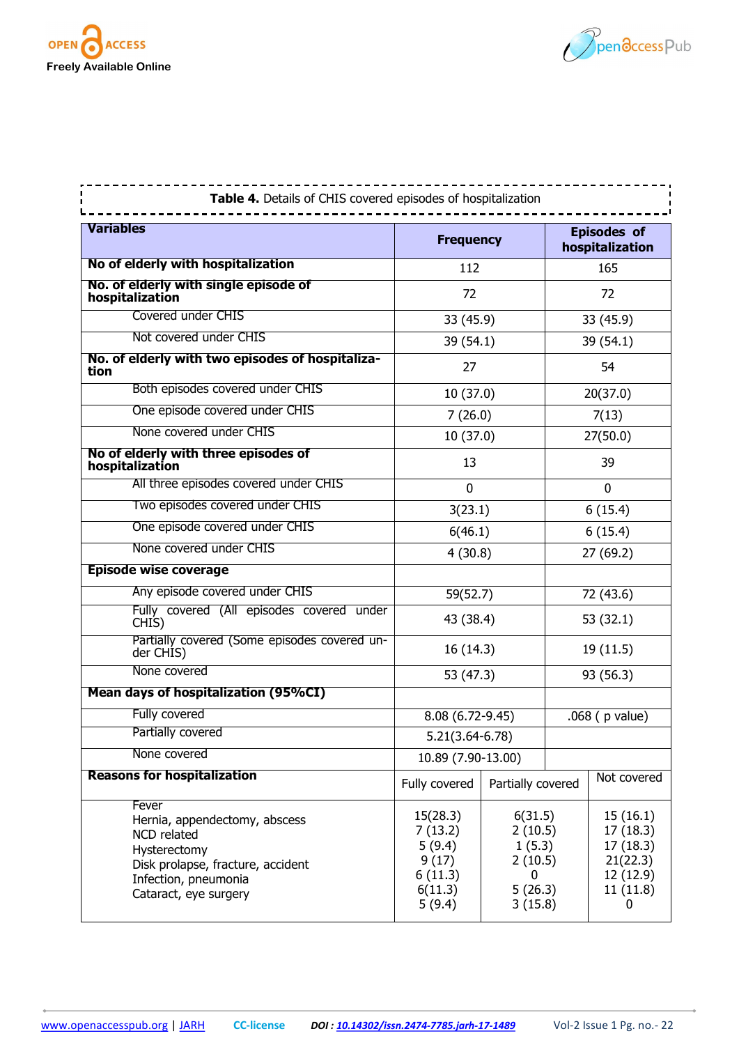**Table 4.** Details of CHIS covered episodes of hospitalization

| Variables | Frequency | | Episodes of hospitalization |
|---|---|---|---|
| **No of elderly with hospitalization** | 112 | | 165 |
| **No. of elderly with single episode of hospitalization** | 72 | | 72 |
| Covered under CHIS | 33 (45.9) | | 33 (45.9) |
| Not covered under CHIS | 39 (54.1) | | 39 (54.1) |
| **No. of elderly with two episodes of hospitalization** | 27 | | 54 |
| Both episodes covered under CHIS | 10 (37.0) | | 20(37.0) |
| One episode covered under CHIS | 7 (26.0) | | 7(13) |
| None covered under CHIS | 10 (37.0) | | 27(50.0) |
| **No of elderly with three episodes of hospitalization** | 13 | | 39 |
| All three episodes covered under CHIS | 0 | | 0 |
| Two episodes covered under CHIS | 3(23.1) | | 6 (15.4) |
| One episode covered under CHIS | 6(46.1) | | 6 (15.4) |
| None covered under CHIS | 4 (30.8) | | 27 (69.2) |
| **Episode wise coverage** | | | |
| Any episode covered under CHIS | 59(52.7) | | 72 (43.6) |
| Fully covered (All episodes covered under CHIS) | 43 (38.4) | | 53 (32.1) |
| Partially covered (Some episodes covered under CHIS) | 16 (14.3) | | 19 (11.5) |
| None covered | 53 (47.3) | | 93 (56.3) |
| **Mean days of hospitalization (95%CI)** | | | |
| Fully covered | 8.08 (6.72-9.45) | | .068 ( p value) |
| Partially covered | 5.21(3.64-6.78) | | |
| None covered | 10.89 (7.90-13.00) | | |
| **Reasons for hospitalization** | Fully covered | Partially covered | Not covered |
| Fever | 15(28.3) | 6(31.5) | 15 (16.1) |
| Hernia, appendectomy, abscess | 7 (13.2) | 2 (10.5) | 17 (18.3) |
| NCD related | 5 (9.4) | 1 (5.3) | 17 (18.3) |
| Hysterectomy | 9 (17) | 2 (10.5) | 21(22.3) |
| Disk prolapse, fracture, accident | 6 (11.3) | 0 | 12 (12.9) |
| Infection, pneumonia | 6(11.3) | 5 (26.3) | 11 (11.8) |
| Cataract, eye surgery | 5 (9.4) | 3 (15.8) | 0 |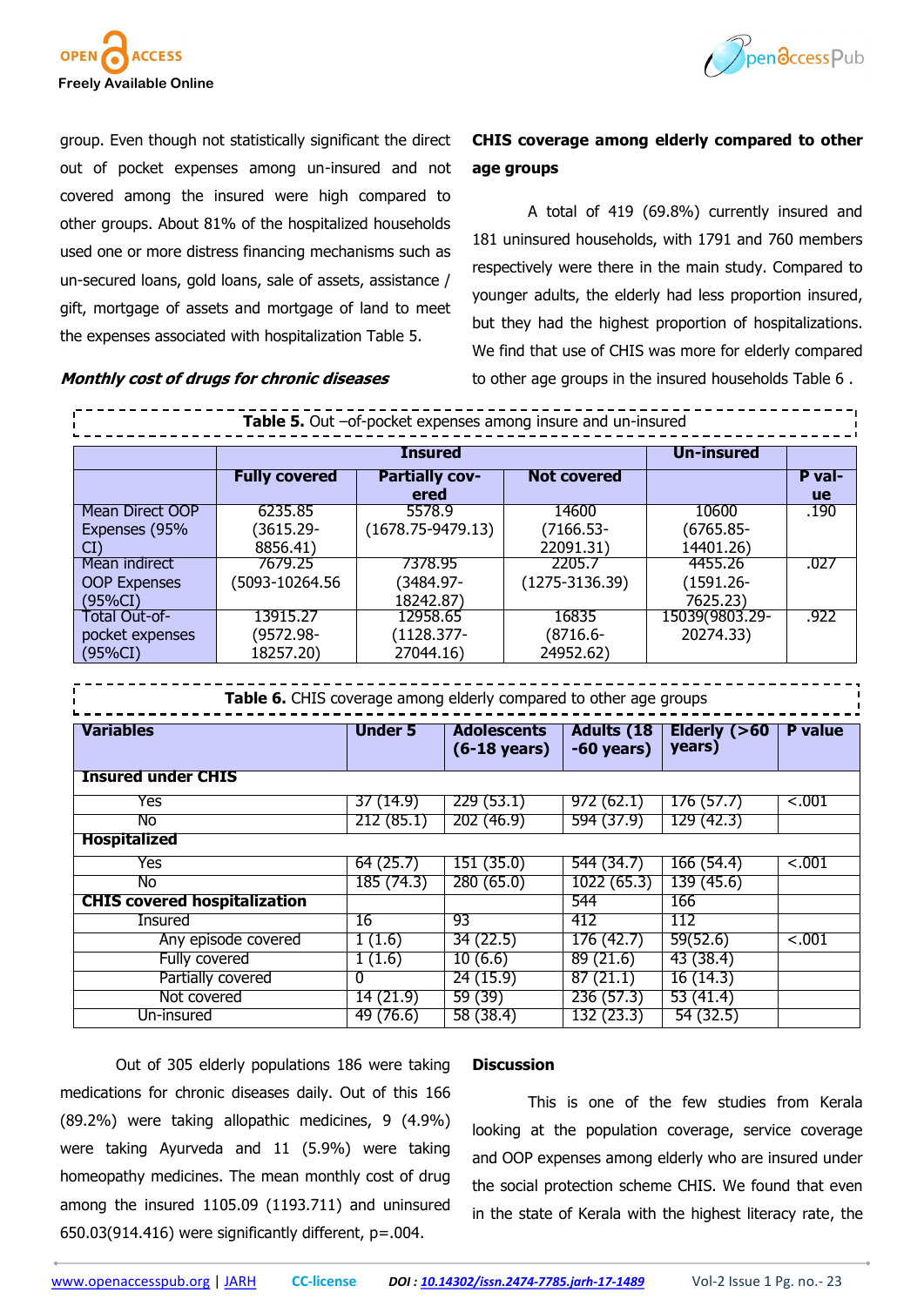group. Even though not statistically significant the direct out of pocket expenses among un-insured and not covered among the insured were high compared to other groups. About 81% of the hospitalized households used one or more distress financing mechanisms such as un-secured loans, gold loans, sale of assets, assistance / gift, mortgage of assets and mortgage of land to meet the expenses associated with hospitalization Table 5.

***Monthly cost of drugs for chronic diseases***

**Table 5.** Out –of-pocket expenses among insure and un-insured

| | Insured | | | Un-insured | |
|---|---|---|---|---|---|
| | **Fully covered** | **Partially covered** | **Not covered** | | **P value** |
| Mean Direct OOP Expenses (95% CI) | 6235.85 (3615.29-8856.41) | 5578.9 (1678.75-9479.13) | 14600 (7166.53-22091.31) | 10600 (6765.85-14401.26) | .190 |
| Mean indirect OOP Expenses (95%CI) | 7679.25 (5093-10264.56 | 7378.95 (3484.97-18242.87) | 2205.7 (1275-3136.39) | 4455.26 (1591.26-7625.23) | .027 |
| Total Out-of-pocket expenses (95%CI) | 13915.27 (9572.98-18257.20) | 12958.65 (1128.377-27044.16) | 16835 (8716.6-24952.62) | 15039(9803.29-20274.33) | .922 |

Out of 305 elderly populations 186 were taking medications for chronic diseases daily. Out of this 166 (89.2%) were taking allopathic medicines, 9 (4.9%) were taking Ayurveda and 11 (5.9%) were taking homeopathy medicines. The mean monthly cost of drug among the insured 1105.09 (1193.711) and uninsured 650.03(914.416) were significantly different, p=.004.

**CHIS coverage among elderly compared to other age groups**

A total of 419 (69.8%) currently insured and 181 uninsured households, with 1791 and 760 members respectively were there in the main study. Compared to younger adults, the elderly had less proportion insured, but they had the highest proportion of hospitalizations. We find that use of CHIS was more for elderly compared to other age groups in the insured households Table 6 .

**Table 6.** CHIS coverage among elderly compared to other age groups

| Variables | Under 5 | Adolescents (6-18 years) | Adults (18 -60 years) | Elderly (>60 years) | P value |
|---|---|---|---|---|---|
| **Insured under CHIS** | | | | | |
| Yes | 37 (14.9) | 229 (53.1) | 972 (62.1) | 176 (57.7) | <.001 |
| No | 212 (85.1) | 202 (46.9) | 594 (37.9) | 129 (42.3) | |
| **Hospitalized** | | | | | |
| Yes | 64 (25.7) | 151 (35.0) | 544 (34.7) | 166 (54.4) | <.001 |
| No | 185 (74.3) | 280 (65.0) | 1022 (65.3) | 139 (45.6) | |
| **CHIS covered hospitalization** | | | 544 | 166 | |
| Insured | 16 | 93 | 412 | 112 | |
| Any episode covered | 1 (1.6) | 34 (22.5) | 176 (42.7) | 59(52.6) | <.001 |
| Fully covered | 1 (1.6) | 10 (6.6) | 89 (21.6) | 43 (38.4) | |
| Partially covered | 0 | 24 (15.9) | 87 (21.1) | 16 (14.3) | |
| Not covered | 14 (21.9) | 59 (39) | 236 (57.3) | 53 (41.4) | |
| Un-insured | 49 (76.6) | 58 (38.4) | 132 (23.3) | 54 (32.5) | |

## Discussion

This is one of the few studies from Kerala looking at the population coverage, service coverage and OOP expenses among elderly who are insured under the social protection scheme CHIS. We found that even in the state of Kerala with the highest literacy rate, the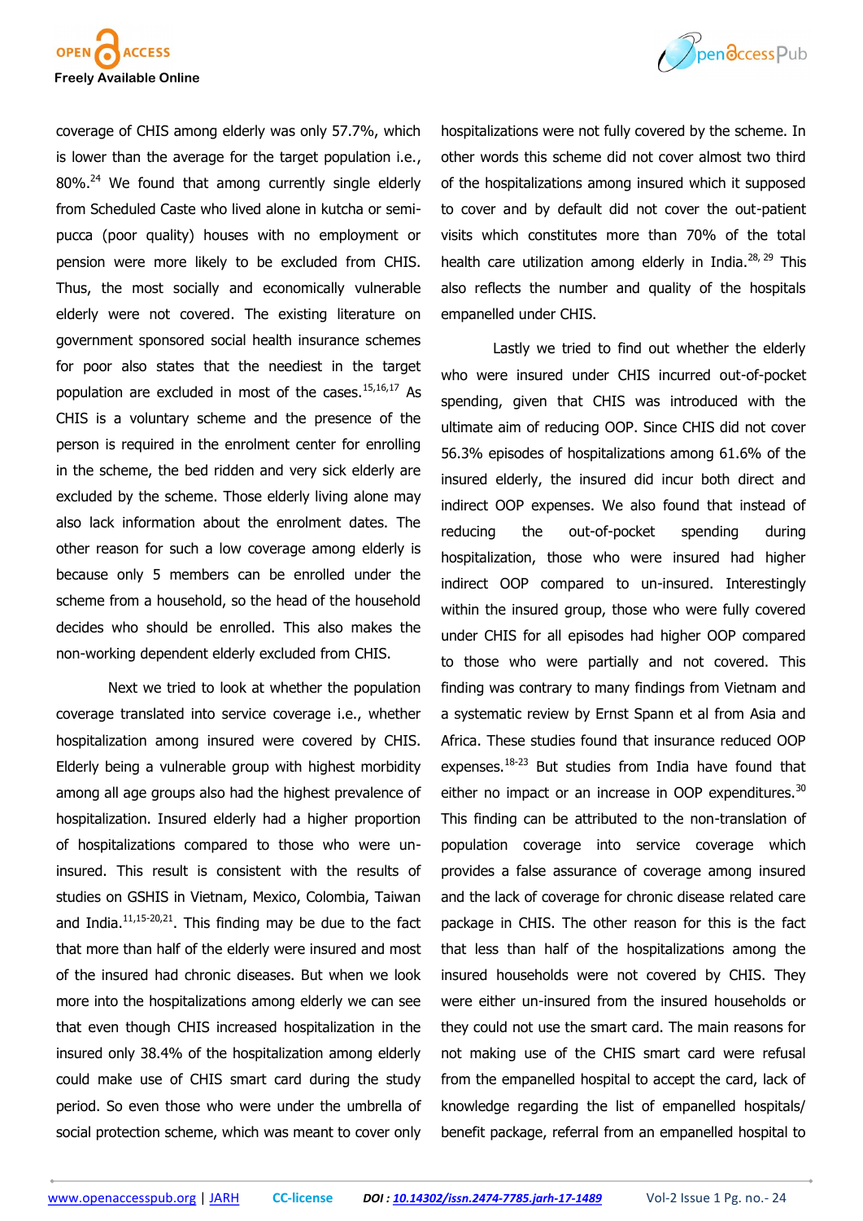coverage of CHIS among elderly was only 57.7%, which is lower than the average for the target population i.e., 80%.[24] We found that among currently single elderly from Scheduled Caste who lived alone in kutcha or semi-pucca (poor quality) houses with no employment or pension were more likely to be excluded from CHIS. Thus, the most socially and economically vulnerable elderly were not covered. The existing literature on government sponsored social health insurance schemes for poor also states that the neediest in the target population are excluded in most of the cases.[15,16,17] As CHIS is a voluntary scheme and the presence of the person is required in the enrolment center for enrolling in the scheme, the bed ridden and very sick elderly are excluded by the scheme. Those elderly living alone may also lack information about the enrolment dates. The other reason for such a low coverage among elderly is because only 5 members can be enrolled under the scheme from a household, so the head of the household decides who should be enrolled. This also makes the non-working dependent elderly excluded from CHIS.

Next we tried to look at whether the population coverage translated into service coverage i.e., whether hospitalization among insured were covered by CHIS. Elderly being a vulnerable group with highest morbidity among all age groups also had the highest prevalence of hospitalization. Insured elderly had a higher proportion of hospitalizations compared to those who were un-insured. This result is consistent with the results of studies on GSHIS in Vietnam, Mexico, Colombia, Taiwan and India.[11,15-20,21]. This finding may be due to the fact that more than half of the elderly were insured and most of the insured had chronic diseases. But when we look more into the hospitalizations among elderly we can see that even though CHIS increased hospitalization in the insured only 38.4% of the hospitalization among elderly could make use of CHIS smart card during the study period. So even those who were under the umbrella of social protection scheme, which was meant to cover only hospitalizations were not fully covered by the scheme. In other words this scheme did not cover almost two third of the hospitalizations among insured which it supposed to cover and by default did not cover the out-patient visits which constitutes more than 70% of the total health care utilization among elderly in India.[28, 29] This also reflects the number and quality of the hospitals empanelled under CHIS.

Lastly we tried to find out whether the elderly who were insured under CHIS incurred out-of-pocket spending, given that CHIS was introduced with the ultimate aim of reducing OOP. Since CHIS did not cover 56.3% episodes of hospitalizations among 61.6% of the insured elderly, the insured did incur both direct and indirect OOP expenses. We also found that instead of reducing the out-of-pocket spending during hospitalization, those who were insured had higher indirect OOP compared to un-insured. Interestingly within the insured group, those who were fully covered under CHIS for all episodes had higher OOP compared to those who were partially and not covered. This finding was contrary to many findings from Vietnam and a systematic review by Ernst Spann et al from Asia and Africa. These studies found that insurance reduced OOP expenses.[18-23] But studies from India have found that either no impact or an increase in OOP expenditures.[30] This finding can be attributed to the non-translation of population coverage into service coverage which provides a false assurance of coverage among insured and the lack of coverage for chronic disease related care package in CHIS. The other reason for this is the fact that less than half of the hospitalizations among the insured households were not covered by CHIS. They were either un-insured from the insured households or they could not use the smart card. The main reasons for not making use of the CHIS smart card were refusal from the empanelled hospital to accept the card, lack of knowledge regarding the list of empanelled hospitals/ benefit package, referral from an empanelled hospital to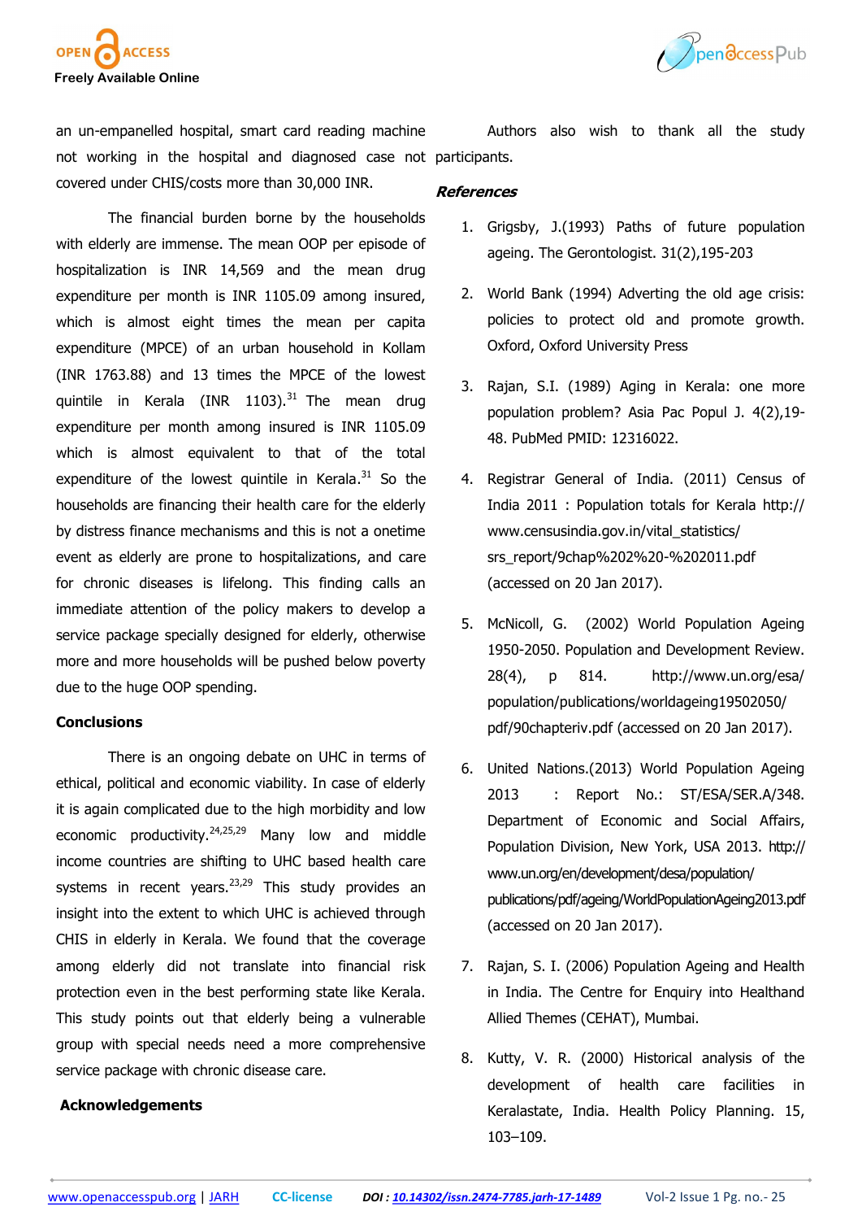an un-empanelled hospital, smart card reading machine not working in the hospital and diagnosed case not covered under CHIS/costs more than 30,000 INR.

The financial burden borne by the households with elderly are immense. The mean OOP per episode of hospitalization is INR 14,569 and the mean drug expenditure per month is INR 1105.09 among insured, which is almost eight times the mean per capita expenditure (MPCE) of an urban household in Kollam (INR 1763.88) and 13 times the MPCE of the lowest quintile in Kerala (INR 1103).[31] The mean drug expenditure per month among insured is INR 1105.09 which is almost equivalent to that of the total expenditure of the lowest quintile in Kerala.[31] So the households are financing their health care for the elderly by distress finance mechanisms and this is not a onetime event as elderly are prone to hospitalizations, and care for chronic diseases is lifelong. This finding calls an immediate attention of the policy makers to develop a service package specially designed for elderly, otherwise more and more households will be pushed below poverty due to the huge OOP spending.

## Conclusions

There is an ongoing debate on UHC in terms of ethical, political and economic viability. In case of elderly it is again complicated due to the high morbidity and low economic productivity.[24,25,29] Many low and middle income countries are shifting to UHC based health care systems in recent years.[23,29] This study provides an insight into the extent to which UHC is achieved through CHIS in elderly in Kerala. We found that the coverage among elderly did not translate into financial risk protection even in the best performing state like Kerala. This study points out that elderly being a vulnerable group with special needs need a more comprehensive service package with chronic disease care.

## Acknowledgements

Authors also wish to thank all the study participants.

## References

1. Grigsby, J.(1993) Paths of future population ageing. The Gerontologist. 31(2),195-203
2. World Bank (1994) Adverting the old age crisis: policies to protect old and promote growth. Oxford, Oxford University Press
3. Rajan, S.I. (1989) Aging in Kerala: one more population problem? Asia Pac Popul J. 4(2),19-48. PubMed PMID: 12316022.
4. Registrar General of India. (2011) Census of India 2011 : Population totals for Kerala http://www.censusindia.gov.in/vital_statistics/srs_report/9chap%202%20-%202011.pdf (accessed on 20 Jan 2017).
5. McNicoll, G. (2002) World Population Ageing 1950-2050. Population and Development Review. 28(4), p 814. http://www.un.org/esa/population/publications/worldageing19502050/pdf/90chapteriv.pdf (accessed on 20 Jan 2017).
6. United Nations.(2013) World Population Ageing 2013 : Report No.: ST/ESA/SER.A/348. Department of Economic and Social Affairs, Population Division, New York, USA 2013. http://www.un.org/en/development/desa/population/publications/pdf/ageing/WorldPopulationAgeing2013.pdf (accessed on 20 Jan 2017).
7. Rajan, S. I. (2006) Population Ageing and Health in India. The Centre for Enquiry into Healthand Allied Themes (CEHAT), Mumbai.
8. Kutty, V. R. (2000) Historical analysis of the development of health care facilities in Keralastate, India. Health Policy Planning. 15, 103–109.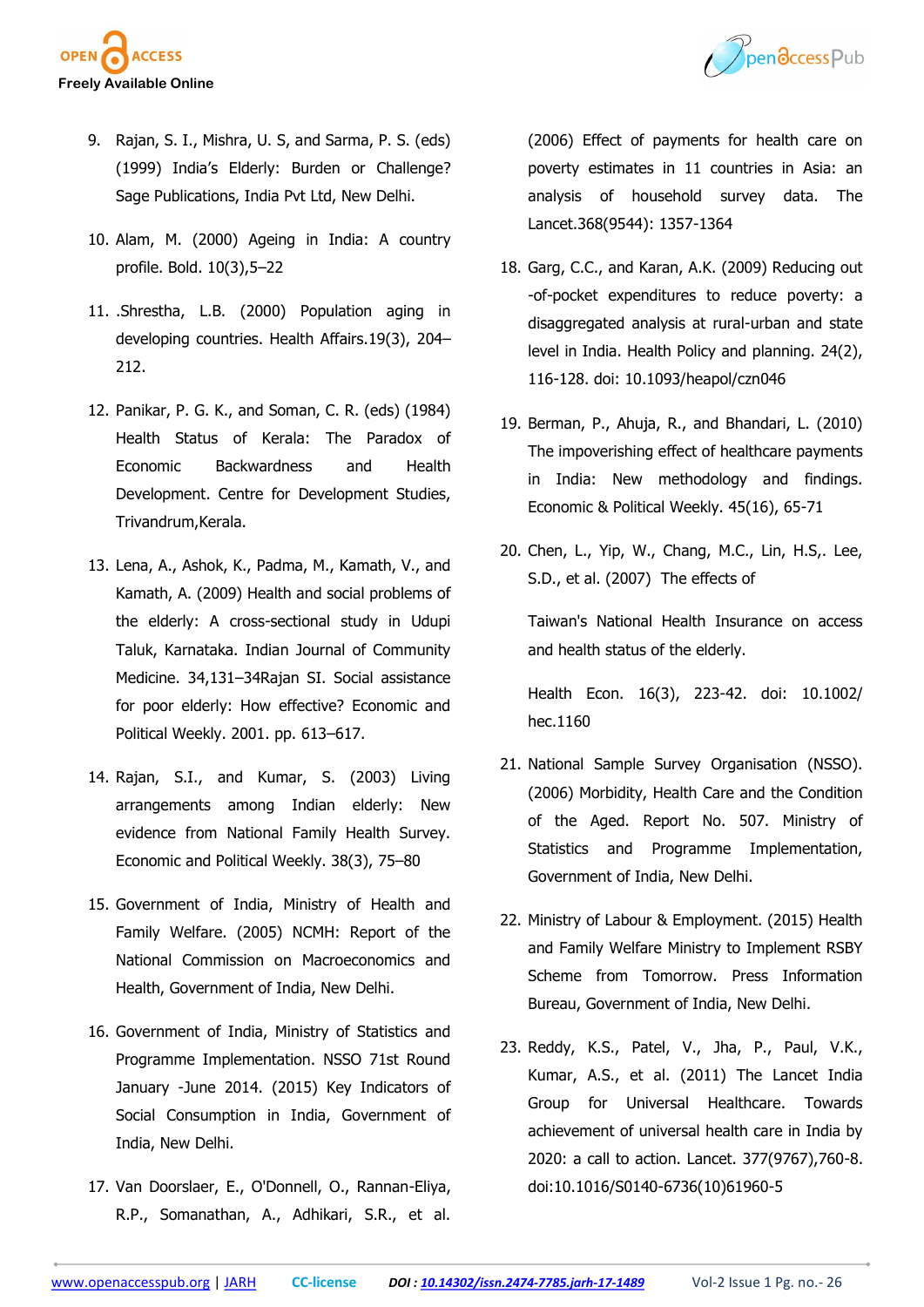9. Rajan, S. I., Mishra, U. S, and Sarma, P. S. (eds) (1999) India's Elderly: Burden or Challenge? Sage Publications, India Pvt Ltd, New Delhi.

10. Alam, M. (2000) Ageing in India: A country profile. Bold. 10(3),5–22

11. .Shrestha, L.B. (2000) Population aging in developing countries. Health Affairs.19(3), 204–212.

12. Panikar, P. G. K., and Soman, C. R. (eds) (1984) Health Status of Kerala: The Paradox of Economic Backwardness and Health Development. Centre for Development Studies, Trivandrum,Kerala.

13. Lena, A., Ashok, K., Padma, M., Kamath, V., and Kamath, A. (2009) Health and social problems of the elderly: A cross-sectional study in Udupi Taluk, Karnataka. Indian Journal of Community Medicine. 34,131–34Rajan SI. Social assistance for poor elderly: How effective? Economic and Political Weekly. 2001. pp. 613–617.

14. Rajan, S.I., and Kumar, S. (2003) Living arrangements among Indian elderly: New evidence from National Family Health Survey. Economic and Political Weekly. 38(3), 75–80

15. Government of India, Ministry of Health and Family Welfare. (2005) NCMH: Report of the National Commission on Macroeconomics and Health, Government of India, New Delhi.

16. Government of India, Ministry of Statistics and Programme Implementation. NSSO 71st Round January -June 2014. (2015) Key Indicators of Social Consumption in India, Government of India, New Delhi.

17. Van Doorslaer, E., O'Donnell, O., Rannan-Eliya, R.P., Somanathan, A., Adhikari, S.R., et al. (2006) Effect of payments for health care on poverty estimates in 11 countries in Asia: an analysis of household survey data. The Lancet.368(9544): 1357-1364

18. Garg, C.C., and Karan, A.K. (2009) Reducing out -of-pocket expenditures to reduce poverty: a disaggregated analysis at rural-urban and state level in India. Health Policy and planning. 24(2), 116-128. doi: 10.1093/heapol/czn046

19. Berman, P., Ahuja, R., and Bhandari, L. (2010) The impoverishing effect of healthcare payments in India: New methodology and findings. Economic & Political Weekly. 45(16), 65-71

20. Chen, L., Yip, W., Chang, M.C., Lin, H.S,. Lee, S.D., et al. (2007) The effects of

    Taiwan's National Health Insurance on access and health status of the elderly.

    Health Econ. 16(3), 223-42. doi: 10.1002/hec.1160

21. National Sample Survey Organisation (NSSO). (2006) Morbidity, Health Care and the Condition of the Aged. Report No. 507. Ministry of Statistics and Programme Implementation, Government of India, New Delhi.

22. Ministry of Labour & Employment. (2015) Health and Family Welfare Ministry to Implement RSBY Scheme from Tomorrow. Press Information Bureau, Government of India, New Delhi.

23. Reddy, K.S., Patel, V., Jha, P., Paul, V.K., Kumar, A.S., et al. (2011) The Lancet India Group for Universal Healthcare. Towards achievement of universal health care in India by 2020: a call to action. Lancet. 377(9767),760-8. doi:10.1016/S0140-6736(10)61960-5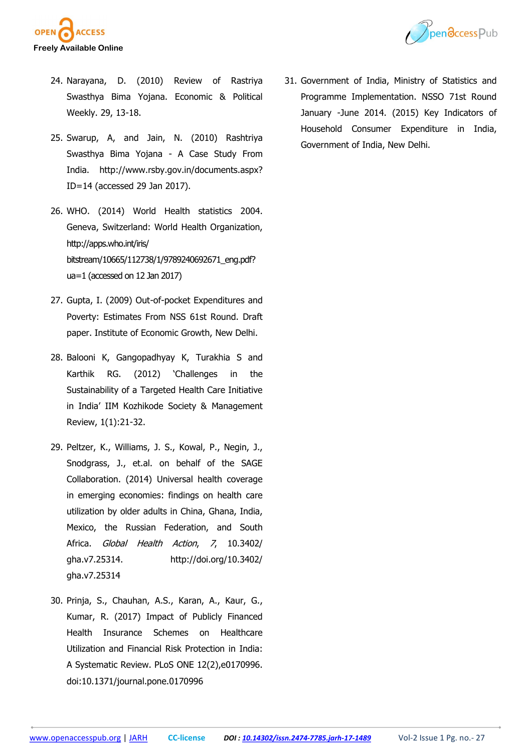24. Narayana, D. (2010) Review of Rastriya Swasthya Bima Yojana. Economic & Political Weekly. 29, 13-18.

25. Swarup, A, and Jain, N. (2010) Rashtriya Swasthya Bima Yojana - A Case Study From India. http://www.rsby.gov.in/documents.aspx?ID=14 (accessed 29 Jan 2017).

26. WHO. (2014) World Health statistics 2004. Geneva, Switzerland: World Health Organization, http://apps.who.int/iris/bitstream/10665/112738/1/9789240692671_eng.pdf?ua=1 (accessed on 12 Jan 2017)

27. Gupta, I. (2009) Out-of-pocket Expenditures and Poverty: Estimates From NSS 61st Round. Draft paper. Institute of Economic Growth, New Delhi.

28. Balooni K, Gangopadhyay K, Turakhia S and Karthik RG. (2012) 'Challenges in the Sustainability of a Targeted Health Care Initiative in India' IIM Kozhikode Society & Management Review, 1(1):21-32.

29. Peltzer, K., Williams, J. S., Kowal, P., Negin, J., Snodgrass, J., et.al. on behalf of the SAGE Collaboration. (2014) Universal health coverage in emerging economies: findings on health care utilization by older adults in China, Ghana, India, Mexico, the Russian Federation, and South Africa. *Global Health Action*, *7*, 10.3402/gha.v7.25314. http://doi.org/10.3402/gha.v7.25314

30. Prinja, S., Chauhan, A.S., Karan, A., Kaur, G., Kumar, R. (2017) Impact of Publicly Financed Health Insurance Schemes on Healthcare Utilization and Financial Risk Protection in India: A Systematic Review. PLoS ONE 12(2),e0170996. doi:10.1371/journal.pone.0170996

31. Government of India, Ministry of Statistics and Programme Implementation. NSSO 71st Round January -June 2014. (2015) Key Indicators of Household Consumer Expenditure in India, Government of India, New Delhi.